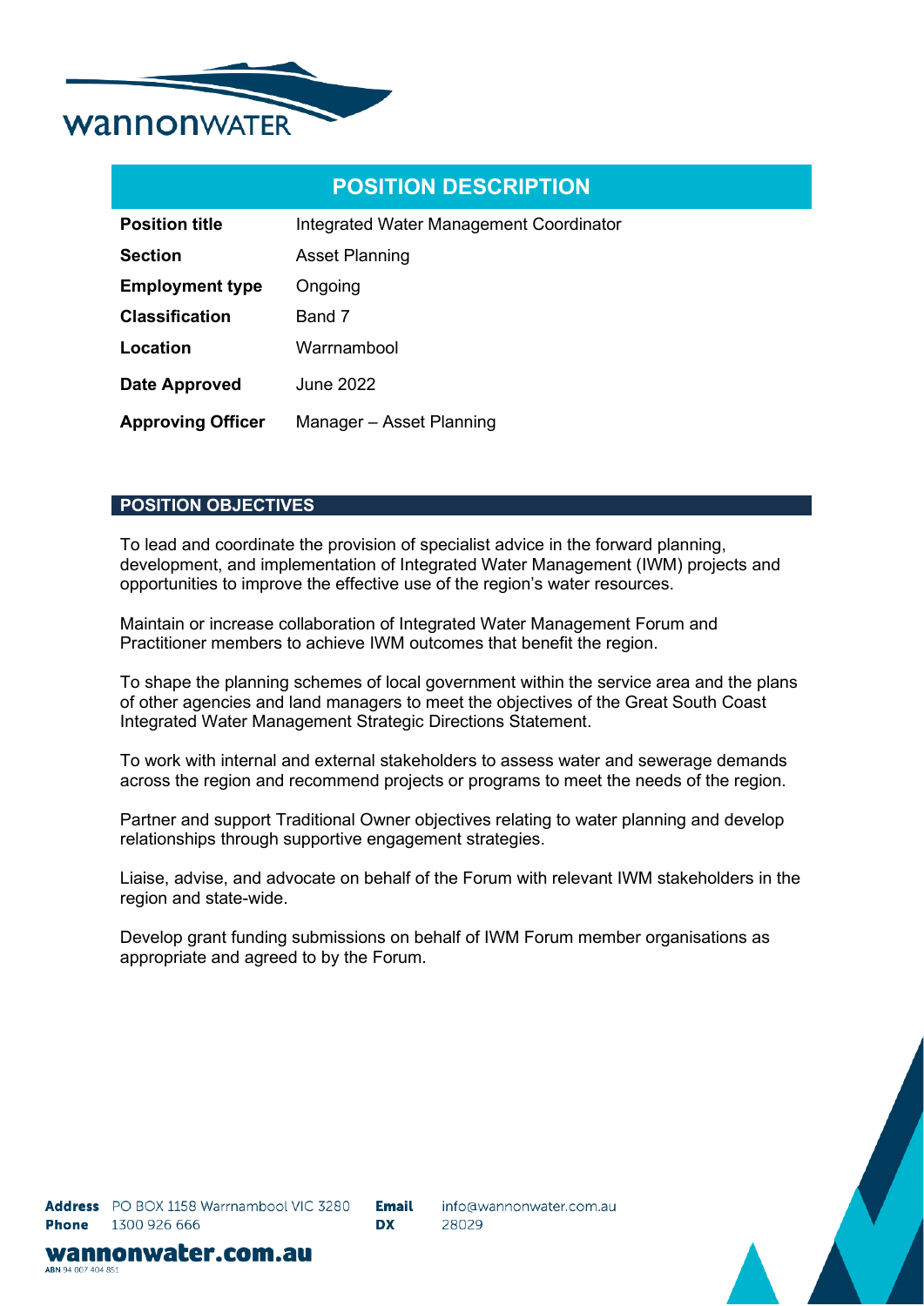# POSITION DESCRIPTION

| | |
|---|---|
| **Position title** | Integrated Water Management Coordinator |
| **Section** | Asset Planning |
| **Employment type** | Ongoing |
| **Classification** | Band 7 |
| **Location** | Warrnambool |
| **Date Approved** | June 2022 |
| **Approving Officer** | Manager – Asset Planning |

## POSITION OBJECTIVES

To lead and coordinate the provision of specialist advice in the forward planning, development, and implementation of Integrated Water Management (IWM) projects and opportunities to improve the effective use of the region's water resources.

Maintain or increase collaboration of Integrated Water Management Forum and Practitioner members to achieve IWM outcomes that benefit the region.

To shape the planning schemes of local government within the service area and the plans of other agencies and land managers to meet the objectives of the Great South Coast Integrated Water Management Strategic Directions Statement.

To work with internal and external stakeholders to assess water and sewerage demands across the region and recommend projects or programs to meet the needs of the region.

Partner and support Traditional Owner objectives relating to water planning and develop relationships through supportive engagement strategies.

Liaise, advise, and advocate on behalf of the Forum with relevant IWM stakeholders in the region and state-wide.

Develop grant funding submissions on behalf of IWM Forum member organisations as appropriate and agreed to by the Forum.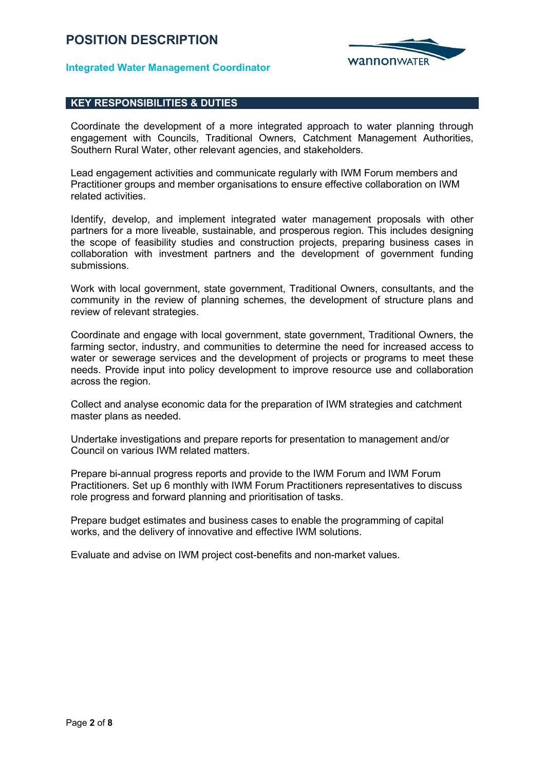## KEY RESPONSIBILITIES & DUTIES

Coordinate the development of a more integrated approach to water planning through engagement with Councils, Traditional Owners, Catchment Management Authorities, Southern Rural Water, other relevant agencies, and stakeholders.

Lead engagement activities and communicate regularly with IWM Forum members and Practitioner groups and member organisations to ensure effective collaboration on IWM related activities.

Identify, develop, and implement integrated water management proposals with other partners for a more liveable, sustainable, and prosperous region. This includes designing the scope of feasibility studies and construction projects, preparing business cases in collaboration with investment partners and the development of government funding submissions.

Work with local government, state government, Traditional Owners, consultants, and the community in the review of planning schemes, the development of structure plans and review of relevant strategies.

Coordinate and engage with local government, state government, Traditional Owners, the farming sector, industry, and communities to determine the need for increased access to water or sewerage services and the development of projects or programs to meet these needs. Provide input into policy development to improve resource use and collaboration across the region.

Collect and analyse economic data for the preparation of IWM strategies and catchment master plans as needed.

Undertake investigations and prepare reports for presentation to management and/or Council on various IWM related matters.

Prepare bi-annual progress reports and provide to the IWM Forum and IWM Forum Practitioners. Set up 6 monthly with IWM Forum Practitioners representatives to discuss role progress and forward planning and prioritisation of tasks.

Prepare budget estimates and business cases to enable the programming of capital works, and the delivery of innovative and effective IWM solutions.

Evaluate and advise on IWM project cost-benefits and non-market values.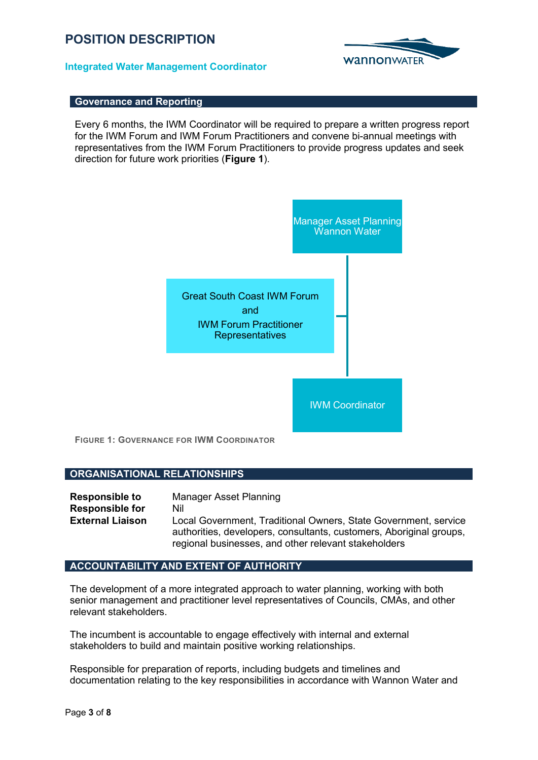## Governance and Reporting

Every 6 months, the IWM Coordinator will be required to prepare a written progress report for the IWM Forum and IWM Forum Practitioners and convene bi-annual meetings with representatives from the IWM Forum Practitioners to provide progress updates and seek direction for future work priorities (**Figure 1**).

Manager Asset Planning Wannon Water

Great South Coast IWM Forum and IWM Forum Practitioner Representatives

IWM Coordinator

FIGURE 1: GOVERNANCE FOR IWM COORDINATOR

## ORGANISATIONAL RELATIONSHIPS

| | |
|---|---|
| **Responsible to** | Manager Asset Planning |
| **Responsible for** | Nil |
| **External Liaison** | Local Government, Traditional Owners, State Government, service authorities, developers, consultants, customers, Aboriginal groups, regional businesses, and other relevant stakeholders |

## ACCOUNTABILITY AND EXTENT OF AUTHORITY

The development of a more integrated approach to water planning, working with both senior management and practitioner level representatives of Councils, CMAs, and other relevant stakeholders.

The incumbent is accountable to engage effectively with internal and external stakeholders to build and maintain positive working relationships.

Responsible for preparation of reports, including budgets and timelines and documentation relating to the key responsibilities in accordance with Wannon Water and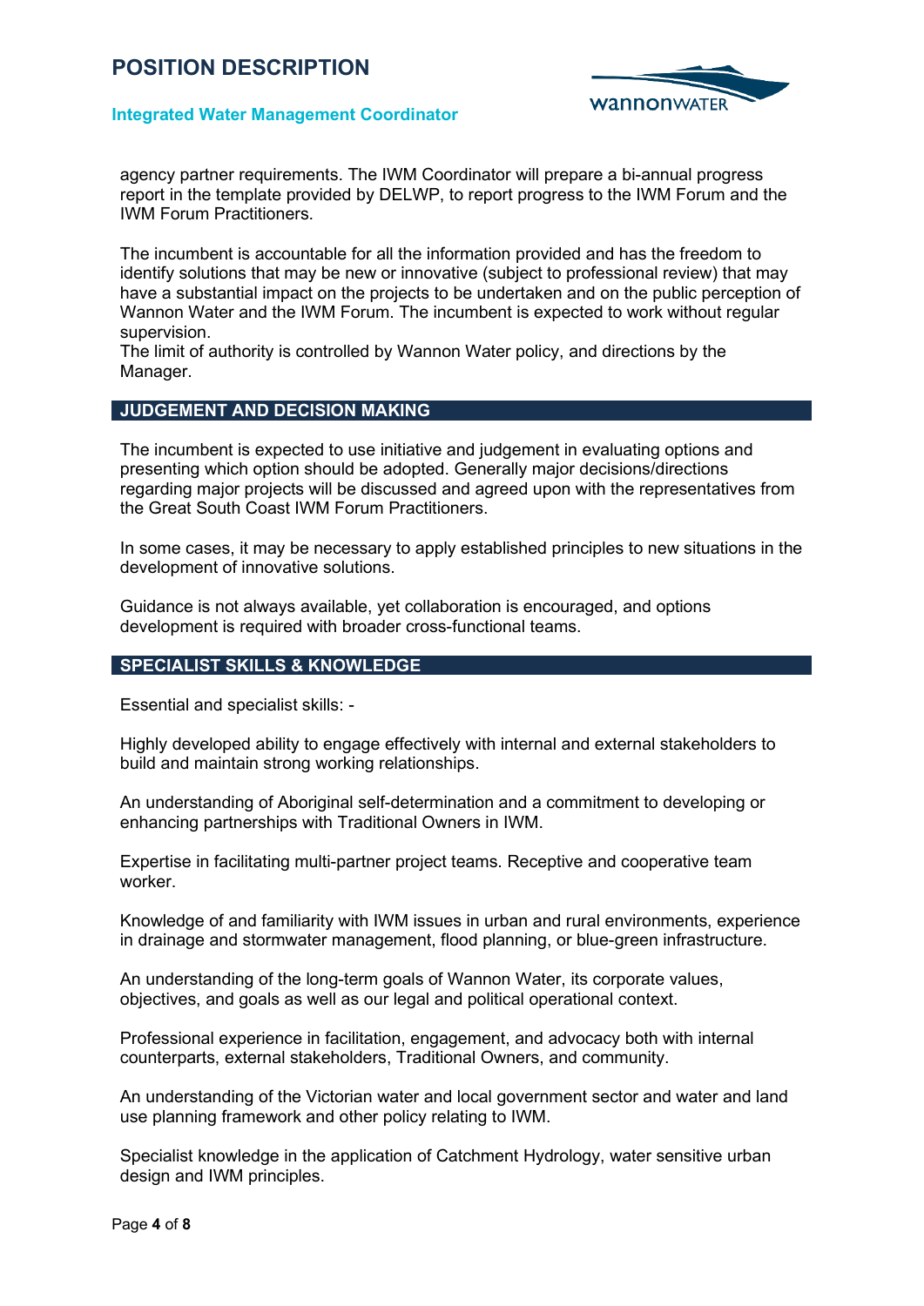agency partner requirements. The IWM Coordinator will prepare a bi-annual progress report in the template provided by DELWP, to report progress to the IWM Forum and the IWM Forum Practitioners.

The incumbent is accountable for all the information provided and has the freedom to identify solutions that may be new or innovative (subject to professional review) that may have a substantial impact on the projects to be undertaken and on the public perception of Wannon Water and the IWM Forum. The incumbent is expected to work without regular supervision.
The limit of authority is controlled by Wannon Water policy, and directions by the Manager.

## JUDGEMENT AND DECISION MAKING

The incumbent is expected to use initiative and judgement in evaluating options and presenting which option should be adopted. Generally major decisions/directions regarding major projects will be discussed and agreed upon with the representatives from the Great South Coast IWM Forum Practitioners.

In some cases, it may be necessary to apply established principles to new situations in the development of innovative solutions.

Guidance is not always available, yet collaboration is encouraged, and options development is required with broader cross-functional teams.

## SPECIALIST SKILLS & KNOWLEDGE

Essential and specialist skills: -

Highly developed ability to engage effectively with internal and external stakeholders to build and maintain strong working relationships.

An understanding of Aboriginal self-determination and a commitment to developing or enhancing partnerships with Traditional Owners in IWM.

Expertise in facilitating multi-partner project teams. Receptive and cooperative team worker.

Knowledge of and familiarity with IWM issues in urban and rural environments, experience in drainage and stormwater management, flood planning, or blue-green infrastructure.

An understanding of the long-term goals of Wannon Water, its corporate values, objectives, and goals as well as our legal and political operational context.

Professional experience in facilitation, engagement, and advocacy both with internal counterparts, external stakeholders, Traditional Owners, and community.

An understanding of the Victorian water and local government sector and water and land use planning framework and other policy relating to IWM.

Specialist knowledge in the application of Catchment Hydrology, water sensitive urban design and IWM principles.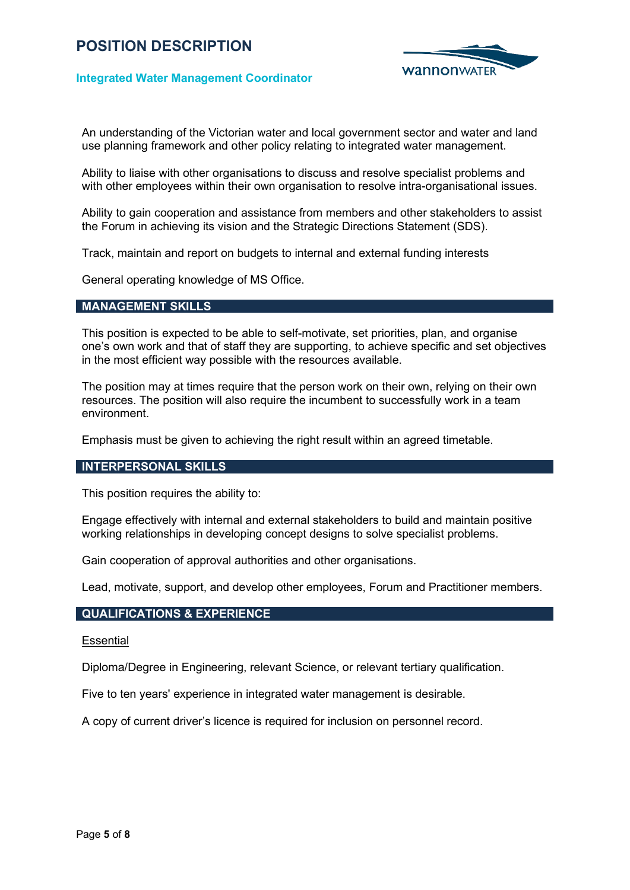An understanding of the Victorian water and local government sector and water and land use planning framework and other policy relating to integrated water management.

Ability to liaise with other organisations to discuss and resolve specialist problems and with other employees within their own organisation to resolve intra-organisational issues.

Ability to gain cooperation and assistance from members and other stakeholders to assist the Forum in achieving its vision and the Strategic Directions Statement (SDS).

Track, maintain and report on budgets to internal and external funding interests

General operating knowledge of MS Office.

## MANAGEMENT SKILLS

This position is expected to be able to self-motivate, set priorities, plan, and organise one's own work and that of staff they are supporting, to achieve specific and set objectives in the most efficient way possible with the resources available.

The position may at times require that the person work on their own, relying on their own resources. The position will also require the incumbent to successfully work in a team environment.

Emphasis must be given to achieving the right result within an agreed timetable.

## INTERPERSONAL SKILLS

This position requires the ability to:

Engage effectively with internal and external stakeholders to build and maintain positive working relationships in developing concept designs to solve specialist problems.

Gain cooperation of approval authorities and other organisations.

Lead, motivate, support, and develop other employees, Forum and Practitioner members.

## QUALIFICATIONS & EXPERIENCE

Essential

Diploma/Degree in Engineering, relevant Science, or relevant tertiary qualification.

Five to ten years' experience in integrated water management is desirable.

A copy of current driver's licence is required for inclusion on personnel record.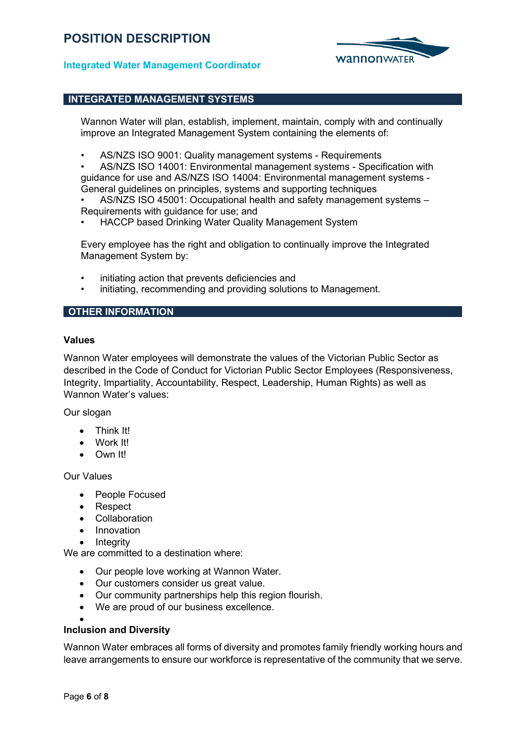## INTEGRATED MANAGEMENT SYSTEMS

Wannon Water will plan, establish, implement, maintain, comply with and continually improve an Integrated Management System containing the elements of:

- AS/NZS ISO 9001: Quality management systems - Requirements
- AS/NZS ISO 14001: Environmental management systems - Specification with guidance for use and AS/NZS ISO 14004: Environmental management systems - General guidelines on principles, systems and supporting techniques
- AS/NZS ISO 45001: Occupational health and safety management systems – Requirements with guidance for use; and
- HACCP based Drinking Water Quality Management System

Every employee has the right and obligation to continually improve the Integrated Management System by:

- initiating action that prevents deficiencies and
- initiating, recommending and providing solutions to Management.

## OTHER INFORMATION

**Values**

Wannon Water employees will demonstrate the values of the Victorian Public Sector as described in the Code of Conduct for Victorian Public Sector Employees (Responsiveness, Integrity, Impartiality, Accountability, Respect, Leadership, Human Rights) as well as Wannon Water's values:

Our slogan

- Think It!
- Work It!
- Own It!

Our Values

- People Focused
- Respect
- Collaboration
- Innovation
- Integrity

We are committed to a destination where:

- Our people love working at Wannon Water.
- Our customers consider us great value.
- Our community partnerships help this region flourish.
- We are proud of our business excellence.

**Inclusion and Diversity**

Wannon Water embraces all forms of diversity and promotes family friendly working hours and leave arrangements to ensure our workforce is representative of the community that we serve.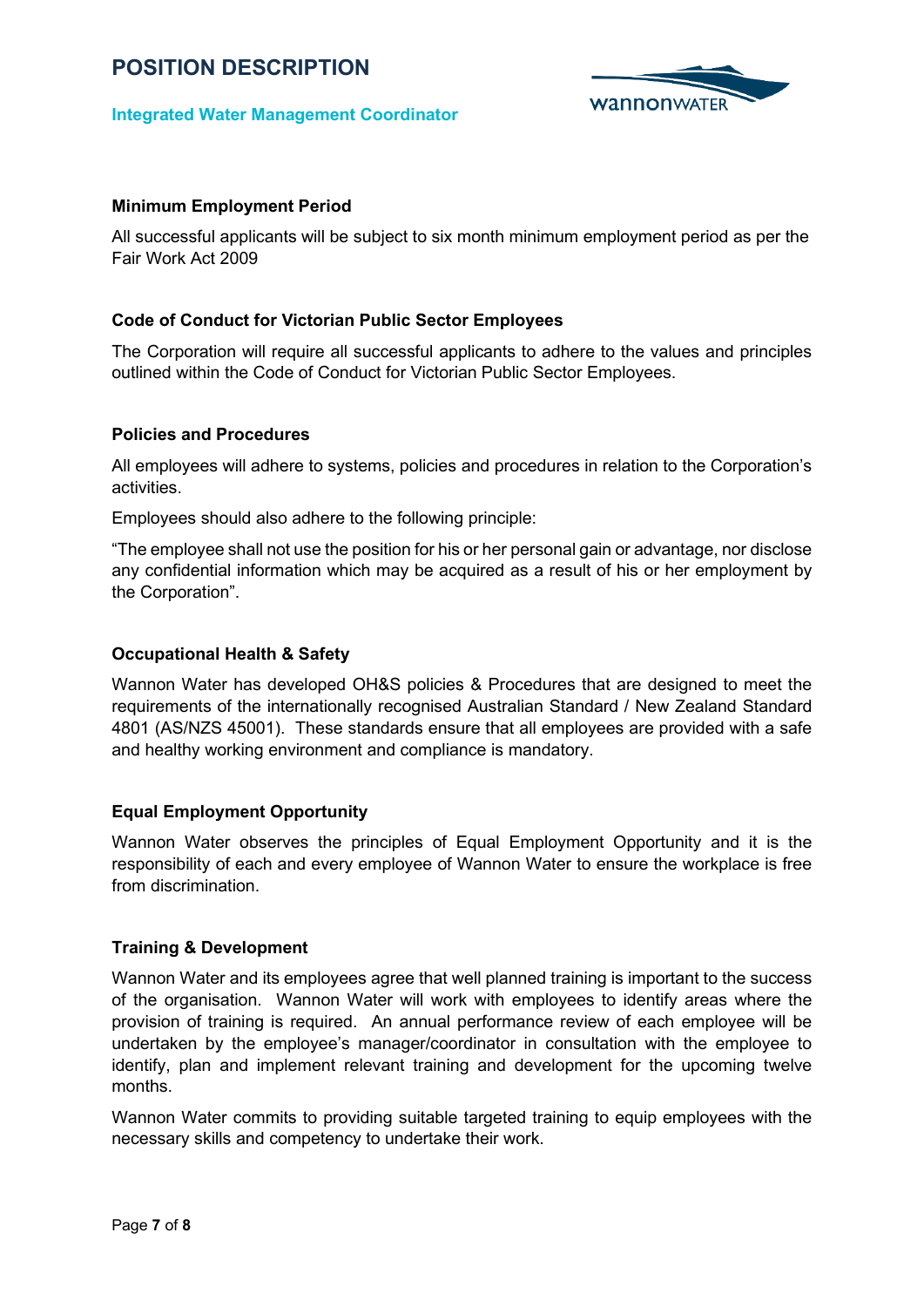#### Minimum Employment Period

All successful applicants will be subject to six month minimum employment period as per the Fair Work Act 2009

#### Code of Conduct for Victorian Public Sector Employees

The Corporation will require all successful applicants to adhere to the values and principles outlined within the Code of Conduct for Victorian Public Sector Employees.

#### Policies and Procedures

All employees will adhere to systems, policies and procedures in relation to the Corporation's activities.

Employees should also adhere to the following principle:

"The employee shall not use the position for his or her personal gain or advantage, nor disclose any confidential information which may be acquired as a result of his or her employment by the Corporation".

#### Occupational Health & Safety

Wannon Water has developed OH&S policies & Procedures that are designed to meet the requirements of the internationally recognised Australian Standard / New Zealand Standard 4801 (AS/NZS 45001). These standards ensure that all employees are provided with a safe and healthy working environment and compliance is mandatory.

#### Equal Employment Opportunity

Wannon Water observes the principles of Equal Employment Opportunity and it is the responsibility of each and every employee of Wannon Water to ensure the workplace is free from discrimination.

#### Training & Development

Wannon Water and its employees agree that well planned training is important to the success of the organisation. Wannon Water will work with employees to identify areas where the provision of training is required. An annual performance review of each employee will be undertaken by the employee's manager/coordinator in consultation with the employee to identify, plan and implement relevant training and development for the upcoming twelve months.

Wannon Water commits to providing suitable targeted training to equip employees with the necessary skills and competency to undertake their work.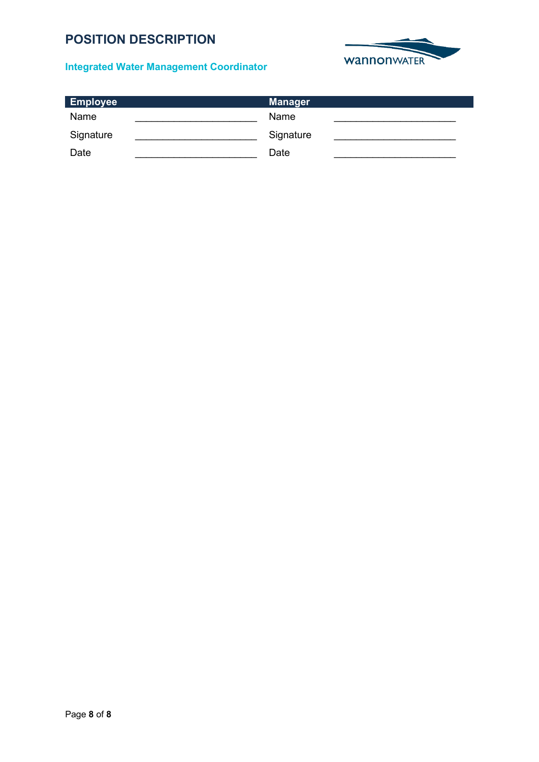| Employee | | Manager | |
|---|---|---|---|
| Name | ______________________ | Name | ______________________ |
| Signature | ______________________ | Signature | ______________________ |
| Date | ______________________ | Date | ______________________ |